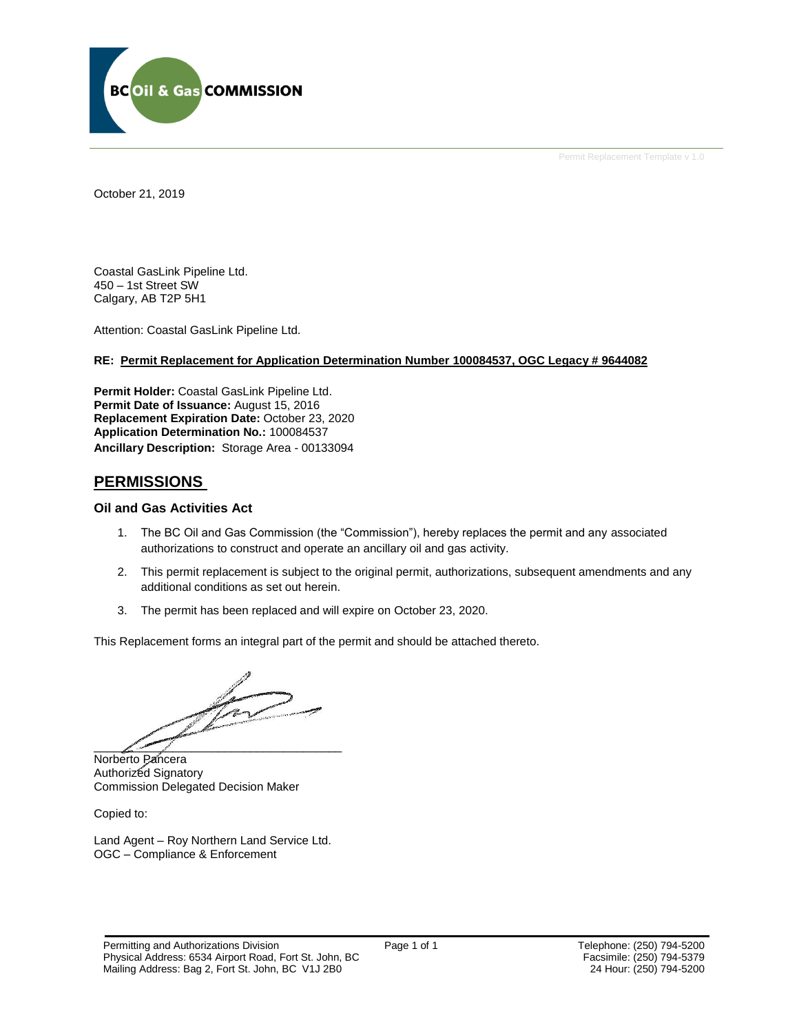October 21, 2019

Coastal GasLink Pipeline Ltd.
450 – 1st Street SW
Calgary, AB T2P 5H1

Attention: Coastal GasLink Pipeline Ltd.

**RE: Permit Replacement for Application Determination Number 100084537, OGC Legacy # 9644082**

**Permit Holder:** Coastal GasLink Pipeline Ltd.
**Permit Date of Issuance:** August 15, 2016
**Replacement Expiration Date:** October 23, 2020
**Application Determination No.:** 100084537
**Ancillary Description:** Storage Area - 00133094

## PERMISSIONS

### Oil and Gas Activities Act

1. The BC Oil and Gas Commission (the "Commission"), hereby replaces the permit and any associated authorizations to construct and operate an ancillary oil and gas activity.
2. This permit replacement is subject to the original permit, authorizations, subsequent amendments and any additional conditions as set out herein.
3. The permit has been replaced and will expire on October 23, 2020.

This Replacement forms an integral part of the permit and should be attached thereto.

Norberto Pancera
Authorized Signatory
Commission Delegated Decision Maker

Copied to:

Land Agent – Roy Northern Land Service Ltd.
OGC – Compliance & Enforcement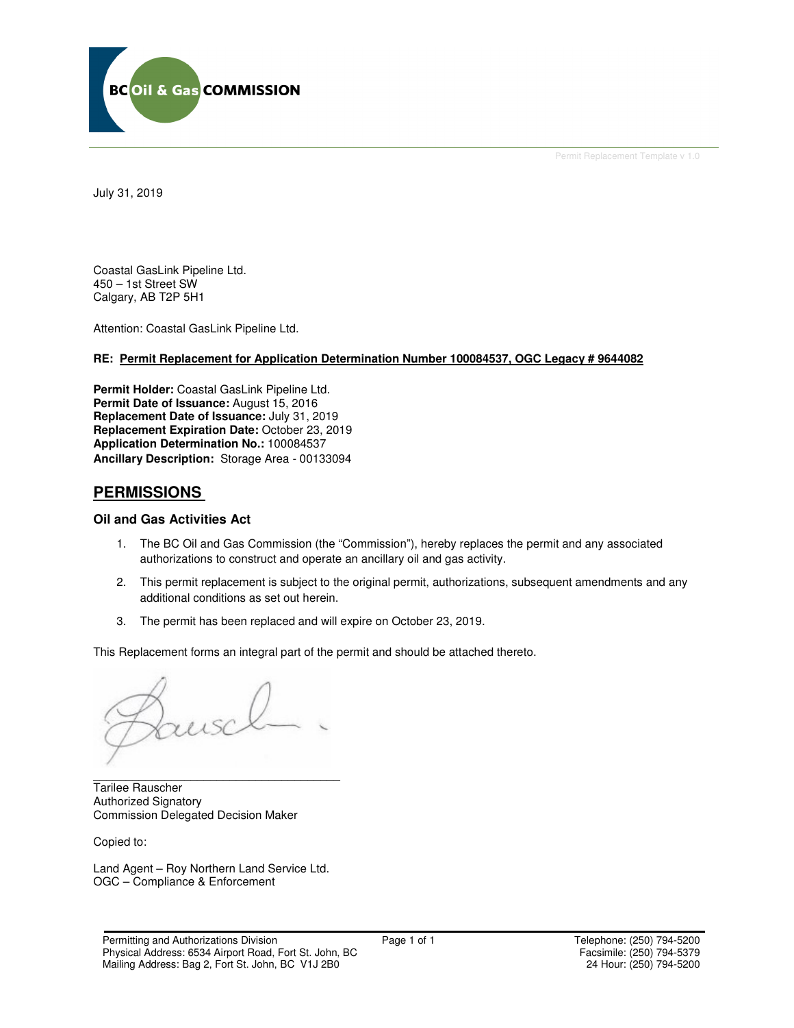July 31, 2019

Coastal GasLink Pipeline Ltd.
450 – 1st Street SW
Calgary, AB T2P 5H1

Attention: Coastal GasLink Pipeline Ltd.

**RE: Permit Replacement for Application Determination Number 100084537, OGC Legacy # 9644082**

**Permit Holder:** Coastal GasLink Pipeline Ltd.
**Permit Date of Issuance:** August 15, 2016
**Replacement Date of Issuance:** July 31, 2019
**Replacement Expiration Date:** October 23, 2019
**Application Determination No.:** 100084537
**Ancillary Description:** Storage Area - 00133094

## PERMISSIONS

### Oil and Gas Activities Act

1. The BC Oil and Gas Commission (the "Commission"), hereby replaces the permit and any associated authorizations to construct and operate an ancillary oil and gas activity.
2. This permit replacement is subject to the original permit, authorizations, subsequent amendments and any additional conditions as set out herein.
3. The permit has been replaced and will expire on October 23, 2019.

This Replacement forms an integral part of the permit and should be attached thereto.

Tarilee Rauscher
Authorized Signatory
Commission Delegated Decision Maker

Copied to:

Land Agent – Roy Northern Land Service Ltd.
OGC – Compliance & Enforcement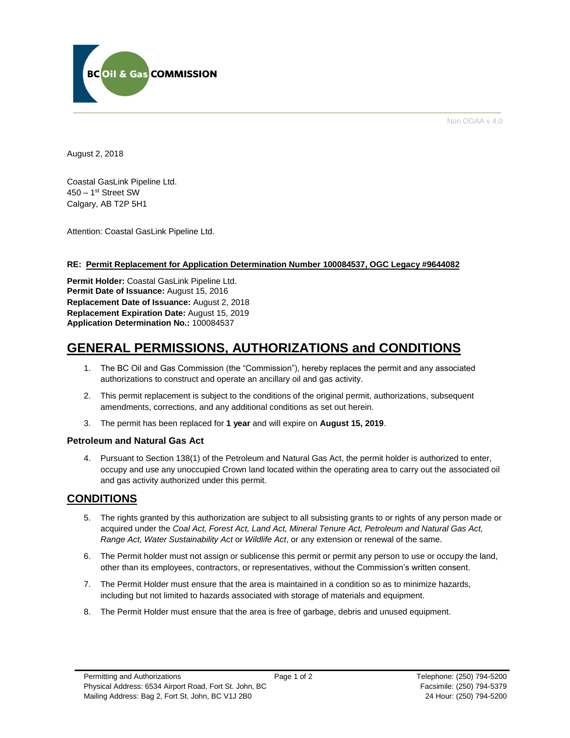BC Oil & Gas COMMISSION

Non OGAA v 4.0

August 2, 2018

Coastal GasLink Pipeline Ltd.
450 – 1st Street SW
Calgary, AB T2P 5H1

Attention: Coastal GasLink Pipeline Ltd.

**RE: Permit Replacement for Application Determination Number 100084537, OGC Legacy #9644082**

**Permit Holder:** Coastal GasLink Pipeline Ltd.
**Permit Date of Issuance:** August 15, 2016
**Replacement Date of Issuance:** August 2, 2018
**Replacement Expiration Date:** August 15, 2019
**Application Determination No.:** 100084537

# GENERAL PERMISSIONS, AUTHORIZATIONS and CONDITIONS

1. The BC Oil and Gas Commission (the "Commission"), hereby replaces the permit and any associated authorizations to construct and operate an ancillary oil and gas activity.
2. This permit replacement is subject to the conditions of the original permit, authorizations, subsequent amendments, corrections, and any additional conditions as set out herein.
3. The permit has been replaced for **1 year** and will expire on **August 15, 2019**.

### Petroleum and Natural Gas Act

4. Pursuant to Section 138(1) of the Petroleum and Natural Gas Act, the permit holder is authorized to enter, occupy and use any unoccupied Crown land located within the operating area to carry out the associated oil and gas activity authorized under this permit.

## CONDITIONS

5. The rights granted by this authorization are subject to all subsisting grants to or rights of any person made or acquired under the *Coal Act, Forest Act, Land Act, Mineral Tenure Act, Petroleum and Natural Gas Act, Range Act, Water Sustainability Act* or *Wildlife Act*, or any extension or renewal of the same.
6. The Permit holder must not assign or sublicense this permit or permit any person to use or occupy the land, other than its employees, contractors, or representatives, without the Commission's written consent.
7. The Permit Holder must ensure that the area is maintained in a condition so as to minimize hazards, including but not limited to hazards associated with storage of materials and equipment.
8. The Permit Holder must ensure that the area is free of garbage, debris and unused equipment.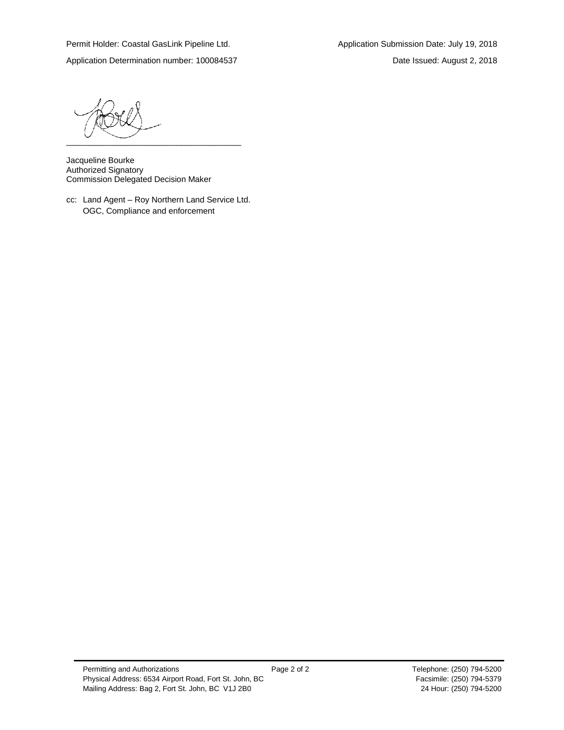Permit Holder: Coastal GasLink Pipeline Ltd. Application Submission Date: July 19, 2018

Application Determination number: 100084537 Date Issued: August 2, 2018

\_\_\_\_\_\_\_\_\_\_\_\_\_\_\_\_\_\_\_\_\_\_\_\_\_\_\_\_\_\_\_\_\_\_\_\_\_\_

Jacqueline Bourke
Authorized Signatory
Commission Delegated Decision Maker

cc: Land Agent – Roy Northern Land Service Ltd.
OGC, Compliance and enforcement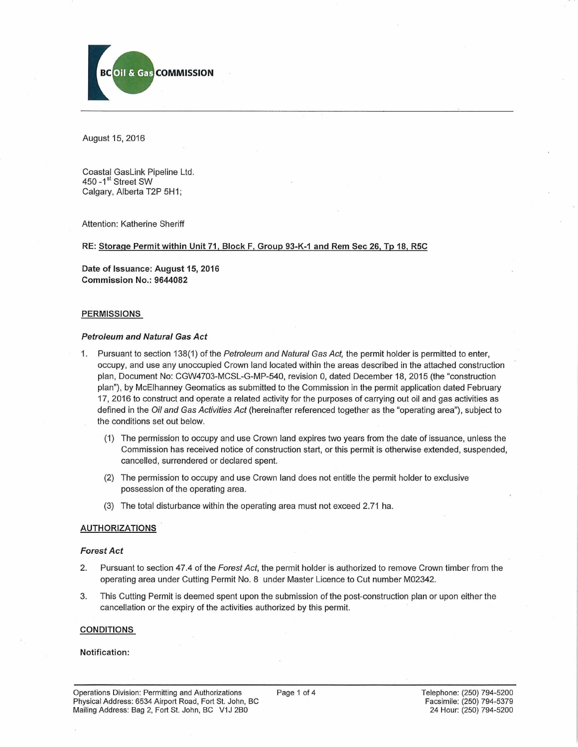BC Oil & Gas COMMISSION

August 15, 2016

Coastal GasLink Pipeline Ltd.
450 -1st Street SW
Calgary, Alberta T2P 5H1;

Attention: Katherine Sheriff

**RE: Storage Permit within Unit 71, Block F, Group 93-K-1 and Rem Sec 26, Tp 18, R5C**

**Date of Issuance: August 15, 2016**
**Commission No.: 9644082**

## PERMISSIONS

### *Petroleum and Natural Gas Act*

1. Pursuant to section 138(1) of the *Petroleum and Natural Gas Act,* the permit holder is permitted to enter, occupy, and use any unoccupied Crown land located within the areas described in the attached construction plan, Document No: CGW4703-MCSL-G-MP-540, revision 0, dated December 18, 2015 (the "construction plan"), by McElhanney Geomatics as submitted to the Commission in the permit application dated February 17, 2016 to construct and operate a related activity for the purposes of carrying out oil and gas activities as defined in the *Oil and Gas Activities Act* (hereinafter referenced together as the "operating area"), subject to the conditions set out below.
   (1) The permission to occupy and use Crown land expires two years from the date of issuance, unless the Commission has received notice of construction start, or this permit is otherwise extended, suspended, cancelled, surrendered or declared spent.
   (2) The permission to occupy and use Crown land does not entitle the permit holder to exclusive possession of the operating area.
   (3) The total disturbance within the operating area must not exceed 2.71 ha.

## AUTHORIZATIONS

### *Forest Act*

2. Pursuant to section 47.4 of the *Forest Act*, the permit holder is authorized to remove Crown timber from the operating area under Cutting Permit No. 8 under Master Licence to Cut number M02342.
3. This Cutting Permit is deemed spent upon the submission of the post-construction plan or upon either the cancellation or the expiry of the activities authorized by this permit.

## CONDITIONS

**Notification:**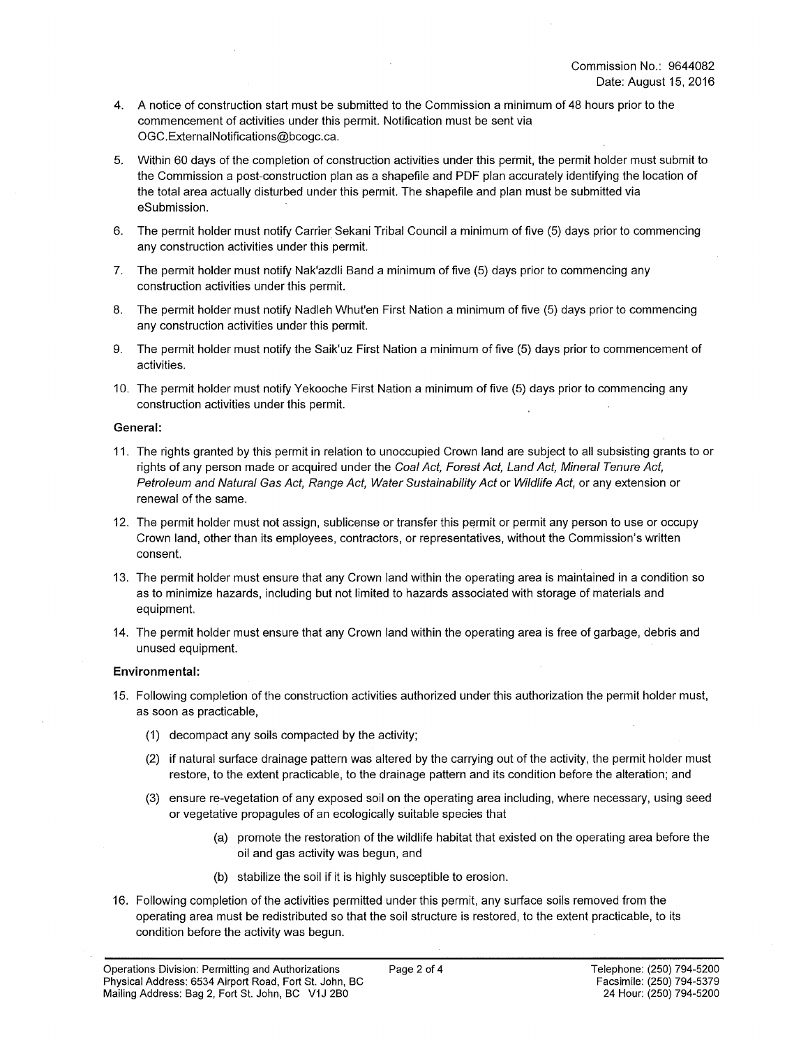Commission No.: 9644082
Date: August 15, 2016

4. A notice of construction start must be submitted to the Commission a minimum of 48 hours prior to the commencement of activities under this permit. Notification must be sent via OGC.ExternalNotifications@bcogc.ca.

5. Within 60 days of the completion of construction activities under this permit, the permit holder must submit to the Commission a post-construction plan as a shapefile and PDF plan accurately identifying the location of the total area actually disturbed under this permit. The shapefile and plan must be submitted via eSubmission.

6. The permit holder must notify Carrier Sekani Tribal Council a minimum of five (5) days prior to commencing any construction activities under this permit.

7. The permit holder must notify Nak'azdli Band a minimum of five (5) days prior to commencing any construction activities under this permit.

8. The permit holder must notify Nadleh Whut'en First Nation a minimum of five (5) days prior to commencing any construction activities under this permit.

9. The permit holder must notify the Saik'uz First Nation a minimum of five (5) days prior to commencement of activities.

10. The permit holder must notify Yekooche First Nation a minimum of five (5) days prior to commencing any construction activities under this permit.

**General:**

11. The rights granted by this permit in relation to unoccupied Crown land are subject to all subsisting grants to or rights of any person made or acquired under the *Coal Act, Forest Act, Land Act, Mineral Tenure Act, Petroleum and Natural Gas Act, Range Act, Water Sustainability Act* or *Wildlife Act*, or any extension or renewal of the same.

12. The permit holder must not assign, sublicense or transfer this permit or permit any person to use or occupy Crown land, other than its employees, contractors, or representatives, without the Commission's written consent.

13. The permit holder must ensure that any Crown land within the operating area is maintained in a condition so as to minimize hazards, including but not limited to hazards associated with storage of materials and equipment.

14. The permit holder must ensure that any Crown land within the operating area is free of garbage, debris and unused equipment.

**Environmental:**

15. Following completion of the construction activities authorized under this authorization the permit holder must, as soon as practicable,

    (1) decompact any soils compacted by the activity;

    (2) if natural surface drainage pattern was altered by the carrying out of the activity, the permit holder must restore, to the extent practicable, to the drainage pattern and its condition before the alteration; and

    (3) ensure re-vegetation of any exposed soil on the operating area including, where necessary, using seed or vegetative propagules of an ecologically suitable species that

        (a) promote the restoration of the wildlife habitat that existed on the operating area before the oil and gas activity was begun, and

        (b) stabilize the soil if it is highly susceptible to erosion.

16. Following completion of the activities permitted under this permit, any surface soils removed from the operating area must be redistributed so that the soil structure is restored, to the extent practicable, to its condition before the activity was begun.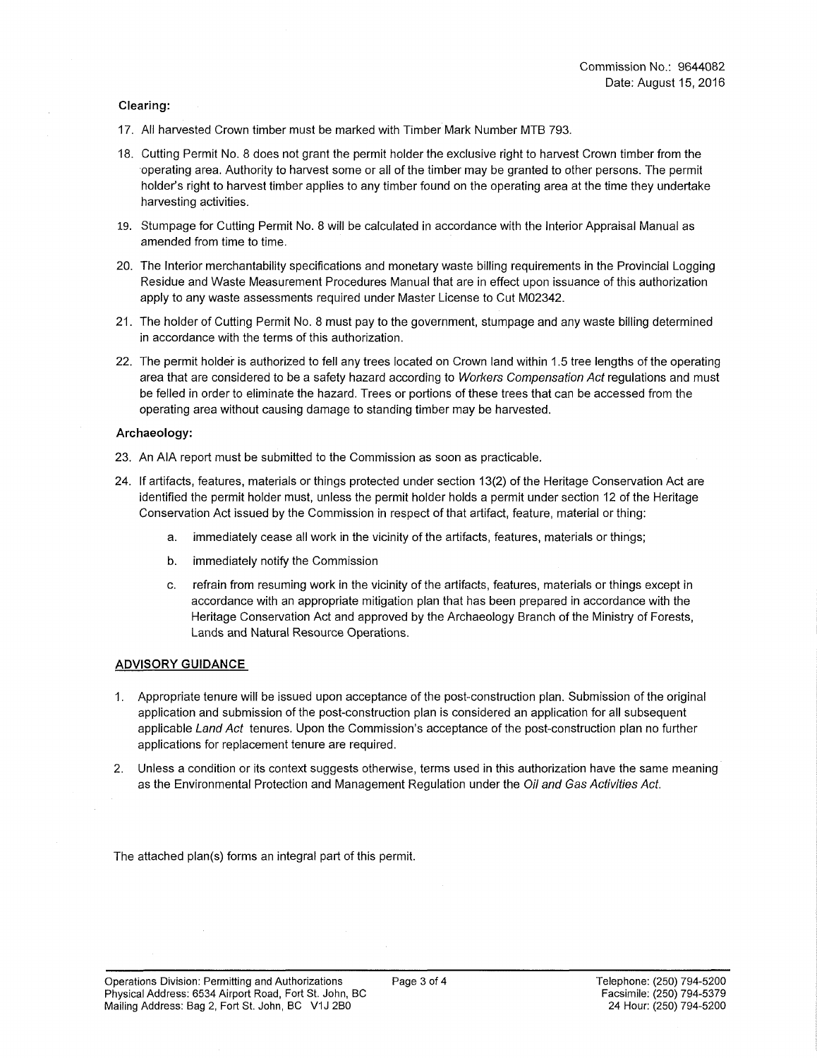Commission No.: 9644082
Date: August 15, 2016

**Clearing:**

17. All harvested Crown timber must be marked with Timber Mark Number MTB 793.
18. Cutting Permit No. 8 does not grant the permit holder the exclusive right to harvest Crown timber from the operating area. Authority to harvest some or all of the timber may be granted to other persons. The permit holder's right to harvest timber applies to any timber found on the operating area at the time they undertake harvesting activities.
19. Stumpage for Cutting Permit No. 8 will be calculated in accordance with the Interior Appraisal Manual as amended from time to time.
20. The Interior merchantability specifications and monetary waste billing requirements in the Provincial Logging Residue and Waste Measurement Procedures Manual that are in effect upon issuance of this authorization apply to any waste assessments required under Master License to Cut M02342.
21. The holder of Cutting Permit No. 8 must pay to the government, stumpage and any waste billing determined in accordance with the terms of this authorization.
22. The permit holder is authorized to fell any trees located on Crown land within 1.5 tree lengths of the operating area that are considered to be a safety hazard according to *Workers Compensation Act* regulations and must be felled in order to eliminate the hazard. Trees or portions of these trees that can be accessed from the operating area without causing damage to standing timber may be harvested.

**Archaeology:**

23. An AIA report must be submitted to the Commission as soon as practicable.
24. If artifacts, features, materials or things protected under section 13(2) of the Heritage Conservation Act are identified the permit holder must, unless the permit holder holds a permit under section 12 of the Heritage Conservation Act issued by the Commission in respect of that artifact, feature, material or thing:
    a. immediately cease all work in the vicinity of the artifacts, features, materials or things;
    b. immediately notify the Commission
    c. refrain from resuming work in the vicinity of the artifacts, features, materials or things except in accordance with an appropriate mitigation plan that has been prepared in accordance with the Heritage Conservation Act and approved by the Archaeology Branch of the Ministry of Forests, Lands and Natural Resource Operations.

## ADVISORY GUIDANCE

1. Appropriate tenure will be issued upon acceptance of the post-construction plan. Submission of the original application and submission of the post-construction plan is considered an application for all subsequent applicable *Land Act* tenures. Upon the Commission's acceptance of the post-construction plan no further applications for replacement tenure are required.
2. Unless a condition or its context suggests otherwise, terms used in this authorization have the same meaning as the Environmental Protection and Management Regulation under the *Oil and Gas Activities Act*.

The attached plan(s) forms an integral part of this permit.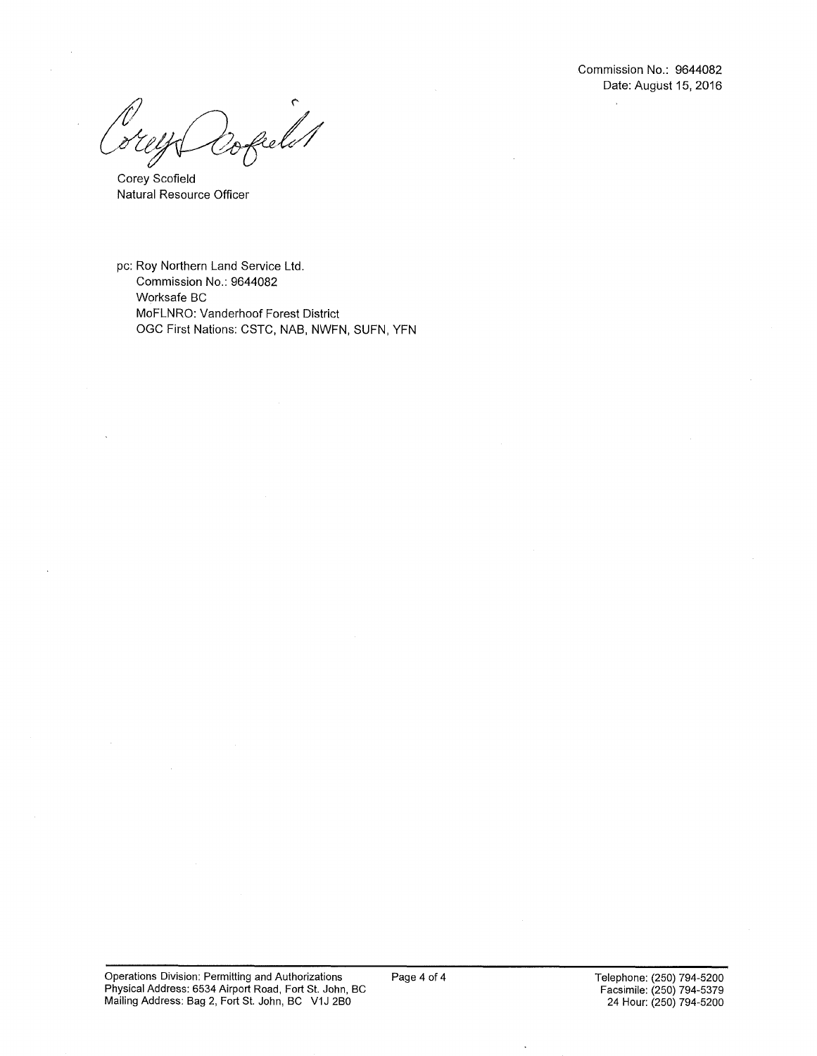Commission No.: 9644082
Date: August 15, 2016

Corey Scofield
Natural Resource Officer

pc: Roy Northern Land Service Ltd.
Commission No.: 9644082
Worksafe BC
MoFLNRO: Vanderhoof Forest District
OGC First Nations: CSTC, NAB, NWFN, SUFN, YFN

Operations Division: Permitting and Authorizations
Physical Address: 6534 Airport Road, Fort St. John, BC
Mailing Address: Bag 2, Fort St. John, BC V1J 2B0

Telephone: (250) 794-5200
Facsimile: (250) 794-5379
24 Hour: (250) 794-5200